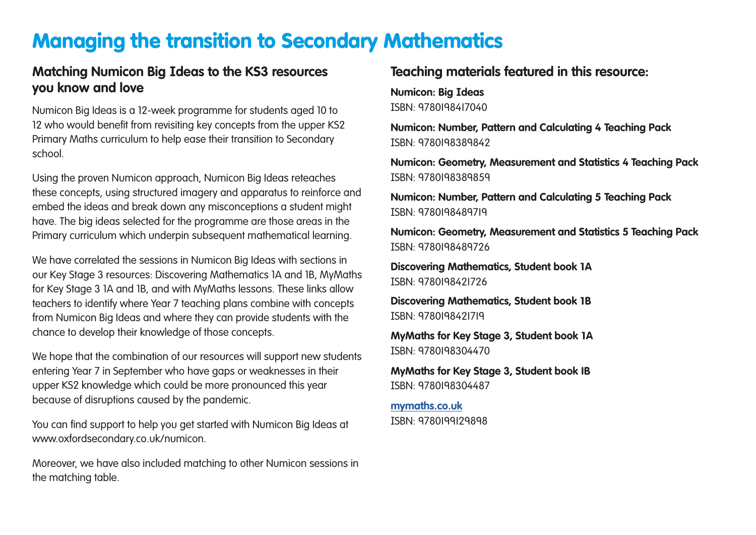# Managing the transition to Secondary Mathematics

## Matching Numicon Big Ideas to the KS3 resources you know and love

Numicon Big Ideas is a 12-week programme for students aged 10 to 12 who would benefit from revisiting key concepts from the upper KS2 Primary Maths curriculum to help ease their transition to Secondary school.

Using the proven Numicon approach, Numicon Big Ideas reteaches these concepts, using structured imagery and apparatus to reinforce and embed the ideas and break down any misconceptions a student might have. The big ideas selected for the programme are those areas in the Primary curriculum which underpin subsequent mathematical learning.

We have correlated the sessions in Numicon Big Ideas with sections in our Key Stage 3 resources: Discovering Mathematics 1A and 1B, MyMaths for Key Stage 3 1A and 1B, and with MyMaths lessons. These links allow teachers to identify where Year 7 teaching plans combine with concepts from Numicon Big Ideas and where they can provide students with the chance to develop their knowledge of those concepts.

We hope that the combination of our resources will support new students entering Year 7 in September who have gaps or weaknesses in their upper KS2 knowledge which could be more pronounced this year because of disruptions caused by the pandemic.

You can find support to help you get started with Numicon Big Ideas at www.oxfordsecondary.co.uk/numicon.

Moreover, we have also included matching to other Numicon sessions in the matching table.

## Teaching materials featured in this resource:

**Numicon: Big Ideas**
ISBN: 9780198417040

**Numicon: Number, Pattern and Calculating 4 Teaching Pack**
ISBN: 9780198389842

**Numicon: Geometry, Measurement and Statistics 4 Teaching Pack**
ISBN: 9780198389859

**Numicon: Number, Pattern and Calculating 5 Teaching Pack**
ISBN: 9780198489719

**Numicon: Geometry, Measurement and Statistics 5 Teaching Pack**
ISBN: 9780198489726

**Discovering Mathematics, Student book 1A**
ISBN: 9780198421726

**Discovering Mathematics, Student book 1B**
ISBN: 9780198421719

**MyMaths for Key Stage 3, Student book 1A**
ISBN: 9780198304470

**MyMaths for Key Stage 3, Student book IB**
ISBN: 9780198304487

**mymaths.co.uk**
ISBN: 9780199129898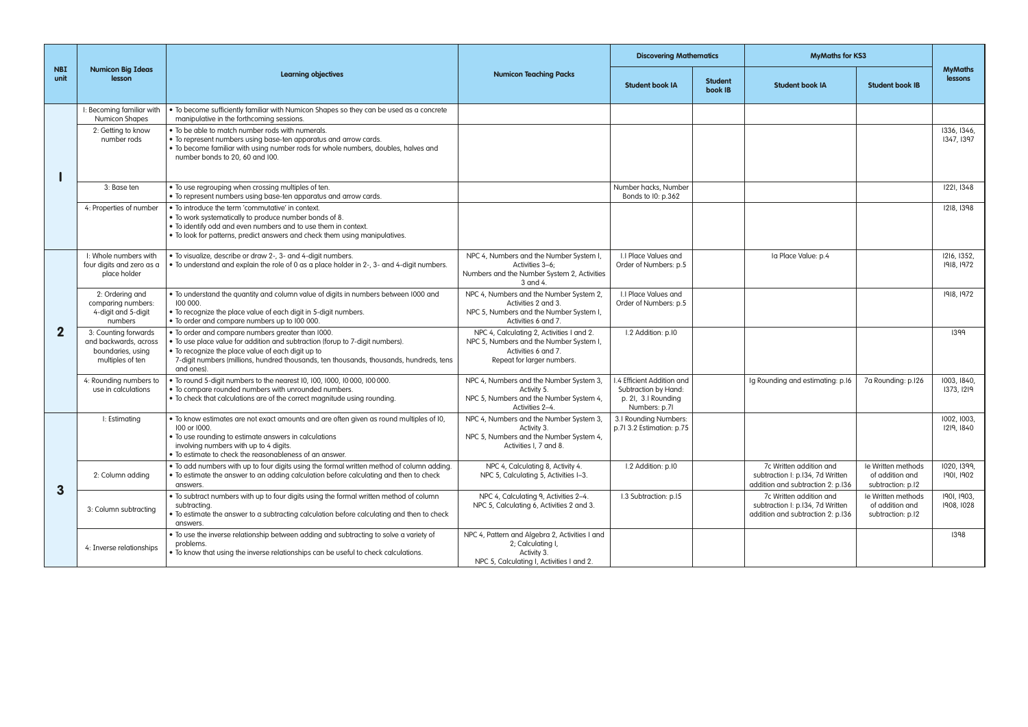| NBI unit | Numicon Big Ideas lesson | Learning objectives | Numicon Teaching Packs | Discovering Mathematics | | MyMaths for KS3 | | MyMaths lessons |
|---|---|---|---|---|---|---|---|---|
| | | | | Student book 1A | Student book 1B | Student book 1A | Student book 1B | |
| 1 | 1: Becoming familiar with Numicon Shapes | • To become sufficiently familiar with Numicon Shapes so they can be used as a concrete manipulative in the forthcoming sessions. | | | | | | |
| | 2: Getting to know number rods | • To be able to match number rods with numerals.<br>• To represent numbers using base-ten apparatus and arrow cards.<br>• To become familiar with using number rods for whole numbers, doubles, halves and number bonds to 20, 60 and 100. | | | | | | 1336, 1346, 1347, 1397 |
| | 3: Base ten | • To use regrouping when crossing multiples of ten.<br>• To represent numbers using base-ten apparatus and arrow cards. | | Number hacks, Number Bonds to 10: p.362 | | | | 1221, 1348 |
| | 4: Properties of number | • To introduce the term 'commutative' in context.<br>• To work systematically to produce number bonds of 8.<br>• To identify odd and even numbers and to use them in context.<br>• To look for patterns, predict answers and check them using manipulatives. | | | | | | 1218, 1398 |
| 2 | 1: Whole numbers with four digits and zero as a place holder | • To visualize, describe or draw 2-, 3- and 4-digit numbers.<br>• To understand and explain the role of 0 as a place holder in 2-, 3- and 4-digit numbers. | NPC 4, Numbers and the Number System 1, Activities 3–6;<br>Numbers and the Number System 2, Activities 3 and 4. | 1.1 Place Values and Order of Numbers: p.5 | | 1a Place Value: p.4 | | 1216, 1352, 1918, 1972 |
| | 2: Ordering and comparing numbers: 4-digit and 5-digit numbers | • To understand the quantity and column value of digits in numbers between 1000 and 100 000.<br>• To recognize the place value of each digit in 5-digit numbers.<br>• To order and compare numbers up to 100 000. | NPC 4, Numbers and the Number System 2, Activities 2 and 3.<br>NPC 5, Numbers and the Number System 1, Activities 6 and 7. | 1.1 Place Values and Order of Numbers: p.5 | | | | 1918, 1972 |
| | 3: Counting forwards and backwards, across boundaries, using multiples of ten | • To order and compare numbers greater than 1000.<br>• To use place value for addition and subtraction (forup to 7-digit numbers).<br>• To recognize the place value of each digit up to 7-digit numbers (millions, hundred thousands, ten thousands, thousands, hundreds, tens and ones). | NPC 4, Calculating 2, Activities 1 and 2.<br>NPC 5, Numbers and the Number System 1, Activities 6 and 7.<br>Repeat for larger numbers. | 1.2 Addition: p.10 | | | | 1399 |
| | 4: Rounding numbers to use in calculations | • To round 5-digit numbers to the nearest 10, 100, 1000, 10 000, 100 000.<br>• To compare rounded numbers with unrounded numbers.<br>• To check that calculations are of the correct magnitude using rounding. | NPC 4, Numbers and the Number System 3, Activity 5.<br>NPC 5, Numbers and the Number System 4, Activities 2–4. | 1.4 Efficient Addition and Subtraction by Hand: p. 21, 3.1 Rounding Numbers: p.71 | | 1g Rounding and estimating: p.16 | 7a Rounding: p.126 | 1003, 1840, 1373, 1219 |
| 3 | 1: Estimating | • To know estimates are not exact amounts and are often given as round multiples of 10, 100 or 1000.<br>• To use rounding to estimate answers in calculations involving numbers with up to 4 digits.<br>• To estimate to check the reasonableness of an answer. | NPC 4, Numbers and the Number System 3, Activity 3.<br>NPC 5, Numbers and the Number System 4, Activities 1, 7 and 8. | 3.1 Rounding Numbers: p.71 3.2 Estimation: p.75 | | | | 1002, 1003, 1219, 1840 |
| | 2: Column adding | • To add numbers with up to four digits using the formal written method of column adding.<br>• To estimate the answer to an adding calculation before calculating and then to check answers. | NPC 4, Calculating 8, Activity 4.<br>NPC 5, Calculating 5, Activities 1–3. | 1.2 Addition: p.10 | | 7c Written addition and subtraction 1: p.134, 7d Written addition and subtraction 2: p.136 | 1e Written methods of addition and subtraction: p.12 | 1020, 1399, 1901, 1902 |
| | 3: Column subtracting | • To subtract numbers with up to four digits using the formal written method of column subtracting.<br>• To estimate the answer to a subtracting calculation before calculating and then to check answers. | NPC 4, Calculating 9, Activities 2–4.<br>NPC 5, Calculating 6, Activities 2 and 3. | 1.3 Subtraction: p.15 | | 7c Written addition and subtraction 1: p.134, 7d Written addition and subtraction 2: p.136 | 1e Written methods of addition and subtraction: p.12 | 1901, 1903, 1908, 1028 |
| | 4: Inverse relationships | • To use the inverse relationship between adding and subtracting to solve a variety of problems.<br>• To know that using the inverse relationships can be useful to check calculations. | NPC 4, Pattern and Algebra 2, Activities 1 and 2; Calculating 1, Activity 3.<br>NPC 5, Calculating 1, Activities 1 and 2. | | | | | 1398 |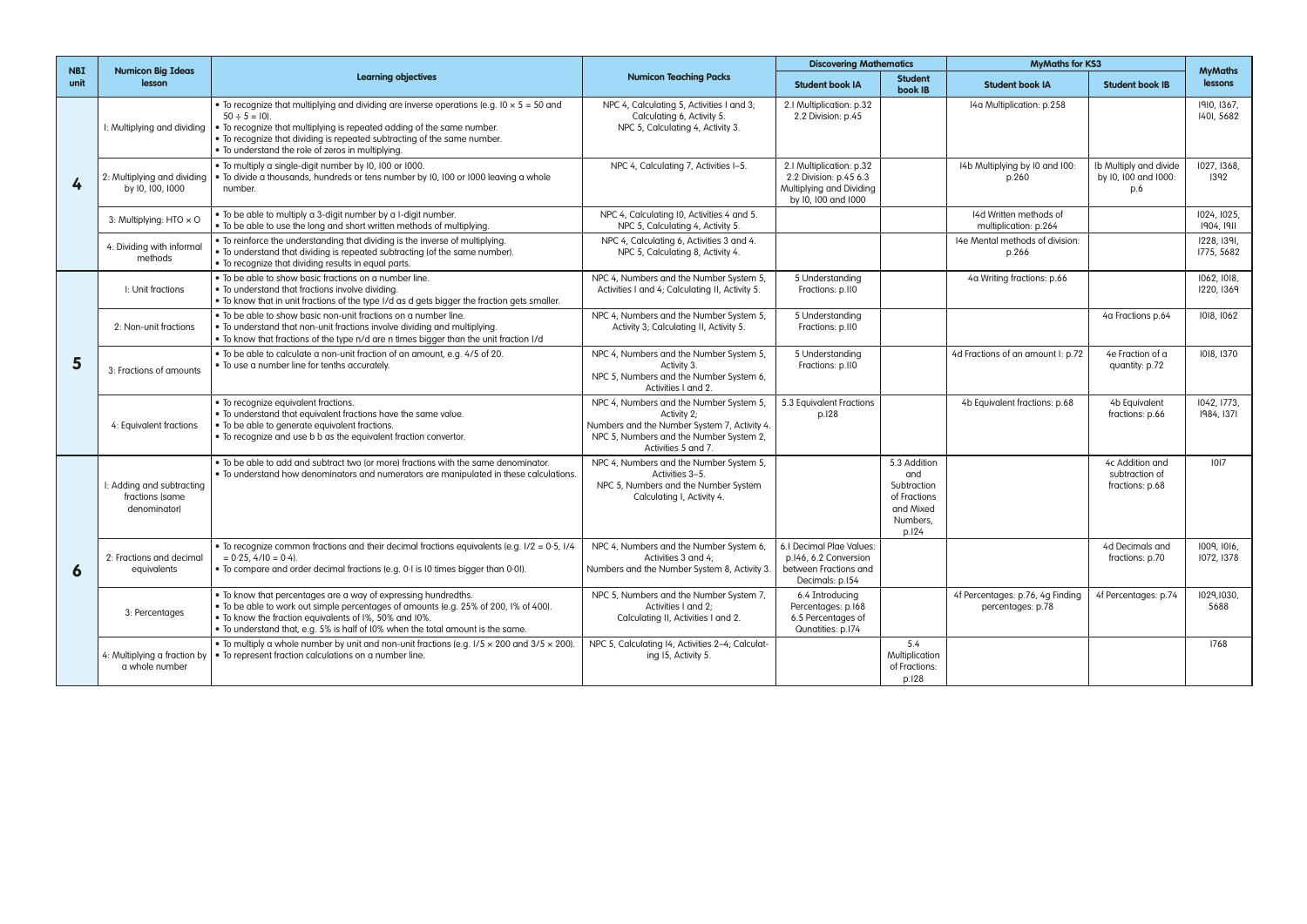| NBI unit | Numicon Big Ideas lesson | Learning objectives | Numicon Teaching Packs | Discovering Mathematics | | MyMaths for KS3 | | MyMaths lessons |
|---|---|---|---|---|---|---|---|---|
| | | | | Student book 1A | Student book 1B | Student book 1A | Student book 1B | |
| 4 | 1: Multiplying and dividing | • To recognize that multiplying and dividing are inverse operations (e.g. $10 \times 5 = 50$ and $50 \div 5 = 10$). • To recognize that multiplying is repeated adding of the same number. • To recognize that dividing is repeated subtracting of the same number. • To understand the role of zeros in multiplying. | NPC 4, Calculating 5, Activities 1 and 3; Calculating 6, Activity 5. NPC 5, Calculating 4, Activity 3. | 2.1 Multiplication: p.32 2.2 Division: p.45 | | 14a Multiplication: p.258 | | 1910, 1367, 1401, 5682 |
| | 2: Multiplying and dividing by 10, 100, 1000 | • To multiply a single-digit number by 10, 100 or 1000. • To divide a thousands, hundreds or tens number by 10, 100 or 1000 leaving a whole number. | NPC 4, Calculating 7, Activities 1–5. | 2.1 Multiplication: p.32 2.2 Division: p.45 6.3 Multiplying and Dividing by 10, 100 and 1000 | | 14b Multiplying by 10 and 100: p.260 | 1b Multiply and divide by 10, 100 and 1000: p.6 | 1027, 1368, 1392 |
| | 3: Multiplying: HTO × O | • To be able to multiply a 3-digit number by a 1-digit number. • To be able to use the long and short written methods of multiplying. | NPC 4, Calculating 10, Activities 4 and 5. NPC 5, Calculating 4, Activity 5. | | | 14d Written methods of multiplication: p.264 | | 1024, 1025, 1904, 1911 |
| | 4: Dividing with informal methods | • To reinforce the understanding that dividing is the inverse of multiplying. • To understand that dividing is repeated subtracting (of the same number). • To recognize that dividing results in equal parts. | NPC 4, Calculating 6, Activities 3 and 4. NPC 5, Calculating 8, Activity 4. | | | 14e Mental methods of division: p.266 | | 1228, 1391, 1775, 5682 |
| 5 | 1: Unit fractions | • To be able to show basic fractions on a number line. • To understand that fractions involve dividing. • To know that in unit fractions of the type 1/d as d gets bigger the fraction gets smaller. | NPC 4, Numbers and the Number System 5, Activities 1 and 4; Calculating 11, Activity 5. | 5 Understanding Fractions: p.110 | | 4a Writing fractions: p.66 | | 1062, 1018, 1220, 1369 |
| | 2: Non-unit fractions | • To be able to show basic non-unit fractions on a number line. • To understand that non-unit fractions involve dividing and multiplying. • To know that fractions of the type n/d are n times bigger than the unit fraction 1/d | NPC 4, Numbers and the Number System 5, Activity 3; Calculating 11, Activity 5. | 5 Understanding Fractions: p.110 | | | 4a Fractions p.64 | 1018, 1062 |
| | 3: Fractions of amounts | • To be able to calculate a non-unit fraction of an amount, e.g. 4/5 of 20. • To use a number line for tenths accurately. | NPC 4, Numbers and the Number System 5, Activity 3. NPC 5, Numbers and the Number System 6, Activities 1 and 2. | 5 Understanding Fractions: p.110 | | 4d Fractions of an amount 1: p.72 | 4e Fraction of a quantity: p.72 | 1018, 1370 |
| | 4: Equivalent fractions | • To recognize equivalent fractions. • To understand that equivalent fractions have the same value. • To be able to generate equivalent fractions. • To recognize and use b b as the equivalent fraction convertor. | NPC 4, Numbers and the Number System 5, Activity 2; Numbers and the Number System 7, Activity 4. NPC 5, Numbers and the Number System 2, Activities 5 and 7. | 5.3 Equivalent Fractions p.128 | | 4b Equivalent fractions: p.68 | 4b Equivalent fractions: p.66 | 1042, 1773, 1984, 1371 |
| 6 | 1: Adding and subtracting fractions (same denominator) | • To be able to add and subtract two (or more) fractions with the same denominator. • To understand how denominators and numerators are manipulated in these calculations. | NPC 4, Numbers and the Number System 5, Activities 3–5. NPC 5, Numbers and the Number System Calculating 1, Activity 4. | | 5.3 Addition and Subtraction of Fractions and Mixed Numbers, p.124 | | 4c Addition and subtraction of fractions: p.68 | 1017 |
| | 2: Fractions and decimal equivalents | • To recognize common fractions and their decimal fractions equivalents (e.g. $1/2 = 0{\cdot}5$, $1/4 = 0{\cdot}25$, $4/10 = 0{\cdot}4$). • To compare and order decimal fractions (e.g. 0·1 is 10 times bigger than 0·01). | NPC 4, Numbers and the Number System 6, Activities 3 and 4; Numbers and the Number System 8, Activity 3. | 6.1 Decimal Plae Values: p.146, 6.2 Conversion between Fractions and Decimals: p.154 | | | 4d Decimals and fractions: p.70 | 1009, 1016, 1072, 1378 |
| | 3: Percentages | • To know that percentages are a way of expressing hundredths. • To be able to work out simple percentages of amounts (e.g. 25% of 200, 1% of 400). • To know the fraction equivalents of 1%, 50% and 10%. • To understand that, e.g. 5% is half of 10% when the total amount is the same. | NPC 5, Numbers and the Number System 7, Activities 1 and 2; Calculating 11, Activities 1 and 2. | 6.4 Introducing Percentages: p.168 6.5 Percentages of Qunatities: p.174 | | 4f Percentages: p.76, 4g Finding percentages: p.78 | 4f Percentages: p.74 | 1029,1030, 5688 |
| | 4: Multiplying a fraction by a whole number | • To multiply a whole number by unit and non-unit fractions (e.g. $1/5 \times 200$ and $3/5 \times 200$). • To represent fraction calculations on a number line. | NPC 5, Calculating 14, Activities 2–4; Calculating 15, Activity 5. | | 5.4 Multiplication of Fractions: p.128 | | | 1768 |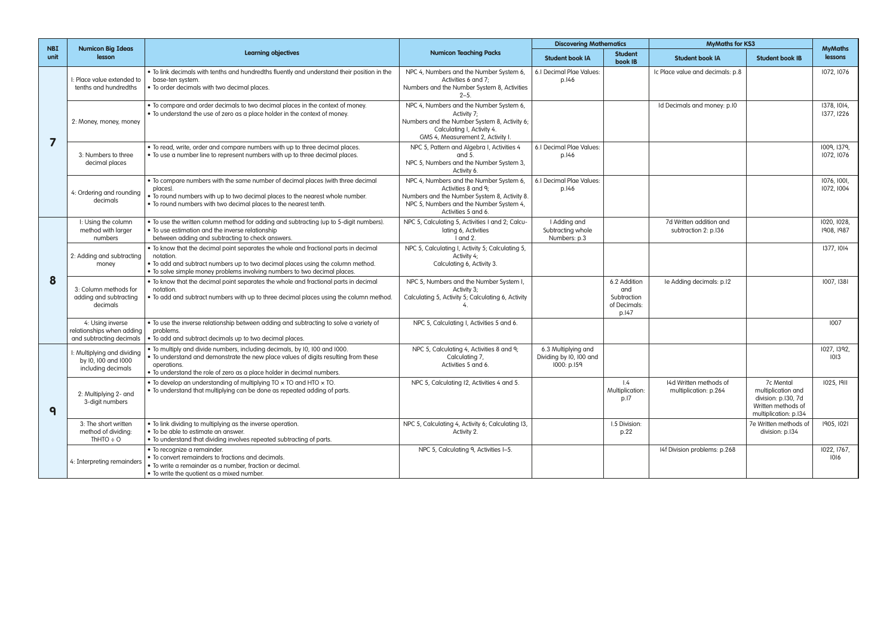| NBI unit | Numicon Big Ideas lesson | Learning objectives | Numicon Teaching Packs | Discovering Mathematics | | MyMaths for KS3 | | MyMaths lessons |
|---|---|---|---|---|---|---|---|---|
| | | | | Student book 1A | Student book 1B | Student book 1A | Student book 1B | |
| 7 | 1: Place value extended to tenths and hundredths | • To link decimals with tenths and hundredths fluently and understand their position in the base-ten system.<br>• To order decimals with two decimal places. | NPC 4, Numbers and the Number System 6, Activities 6 and 7;<br>Numbers and the Number System 8, Activities 2–5. | 6.1 Decimal Plae Values: p.146 | | 1c Place value and decimals: p.8 | | 1072, 1076 |
| | 2: Money, money, money | • To compare and order decimals to two decimal places in the context of money.<br>• To understand the use of zero as a place holder in the context of money. | NPC 4, Numbers and the Number System 6, Activity 7;<br>Numbers and the Number System 8, Activity 6;<br>Calculating 1, Activity 4.<br>GMS 4, Measurement 2, Activity 1. | | | 1d Decimals and money: p.10 | | 1378, 1014, 1377, 1226 |
| | 3: Numbers to three decimal places | • To read, write, order and compare numbers with up to three decimal places.<br>• To use a number line to represent numbers with up to three decimal places. | NPC 5, Pattern and Algebra 1, Activities 4 and 5.<br>NPC 5, Numbers and the Number System 3, Activity 6. | 6.1 Decimal Plae Values: p.146 | | | | 1009, 1379, 1072, 1076 |
| | 4: Ordering and rounding decimals | • To compare numbers with the same number of decimal places (with three decimal places).<br>• To round numbers with up to two decimal places to the nearest whole number.<br>• To round numbers with two decimal places to the nearest tenth. | NPC 4, Numbers and the Number System 6, Activities 8 and 9;<br>Numbers and the Number System 8, Activity 8.<br>NPC 5, Numbers and the Number System 4, Activities 5 and 6. | 6.1 Decimal Plae Values: p.146 | | | | 1076, 1001, 1072, 1004 |
| 8 | 1: Using the column method with larger numbers | • To use the written column method for adding and subtracting (up to 5-digit numbers).<br>• To use estimation and the inverse relationship between adding and subtracting to check answers. | NPC 5, Calculating 5, Activities 1 and 2; Calculating 6, Activities 1 and 2. | 1 Adding and Subtracting whole Numbers: p.3 | | 7d Written addition and subtraction 2: p.136 | | 1020, 1028, 1908, 1987 |
| | 2: Adding and subtracting money | • To know that the decimal point separates the whole and fractional parts in decimal notation.<br>• To add and subtract numbers up to two decimal places using the column method.<br>• To solve simple money problems involving numbers to two decimal places. | NPC 5, Calculating 1, Activity 5; Calculating 5, Activity 4;<br>Calculating 6, Activity 3. | | | | | 1377, 1014 |
| | 3: Column methods for adding and subtracting decimals | • To know that the decimal point separates the whole and fractional parts in decimal notation.<br>• To add and subtract numbers with up to three decimal places using the column method. | NPC 5, Numbers and the Number System 1, Activity 3;<br>Calculating 5, Activity 5; Calculating 6, Activity 4. | | 6.2 Addition and Subtraction of Decimals: p.147 | 1e Adding decimals: p.12 | | 1007, 1381 |
| | 4: Using inverse relationships when adding and subtracting decimals | • To use the inverse relationship between adding and subtracting to solve a variety of problems.<br>• To add and subtract decimals up to two decimal places. | NPC 5, Calculating 1, Activities 5 and 6. | | | | | 1007 |
| 9 | 1: Multiplying and dividing by 10, 100 and 1000 including decimals | • To multiply and divide numbers, including decimals, by 10, 100 and 1000.<br>• To understand and demonstrate the new place values of digits resulting from these operations.<br>• To understand the role of zero as a place holder in decimal numbers. | NPC 5, Calculating 4, Activities 8 and 9;<br>Calculating 7, Activities 5 and 6. | 6.3 Multiplying and Dividing by 10, 100 and 1000: p.159 | | | | 1027, 1392, 1013 |
| | 2: Multiplying 2- and 3-digit numbers | • To develop an understanding of multiplying TO × TO and HTO × TO.<br>• To understand that multiplying can be done as repeated adding of parts. | NPC 5, Calculating 12, Activities 4 and 5. | | 1.4 Multiplication: p.17 | 14d Written methods of multiplication: p.264 | 7c Mental multiplication and division: p.130, 7d Written methods of multiplication: p.134 | 1025, 1911 |
| | 3: The short written method of dividing: ThHTO ÷ O | • To link dividing to multiplying as the inverse operation.<br>• To be able to estimate an answer.<br>• To understand that dividing involves repeated subtracting of parts. | NPC 5, Calculating 4, Activity 6; Calculating 13, Activity 2. | | 1.5 Division: p.22 | | 7e Written methods of division: p.134 | 1905, 1021 |
| | 4: Interpreting remainders | • To recognize a remainder.<br>• To convert remainders to fractions and decimals.<br>• To write a remainder as a number, fraction or decimal.<br>• To write the quotient as a mixed number. | NPC 5, Calculating 9, Activities 1–5. | | | 14f Division problems: p.268 | | 1022, 1767, 1016 |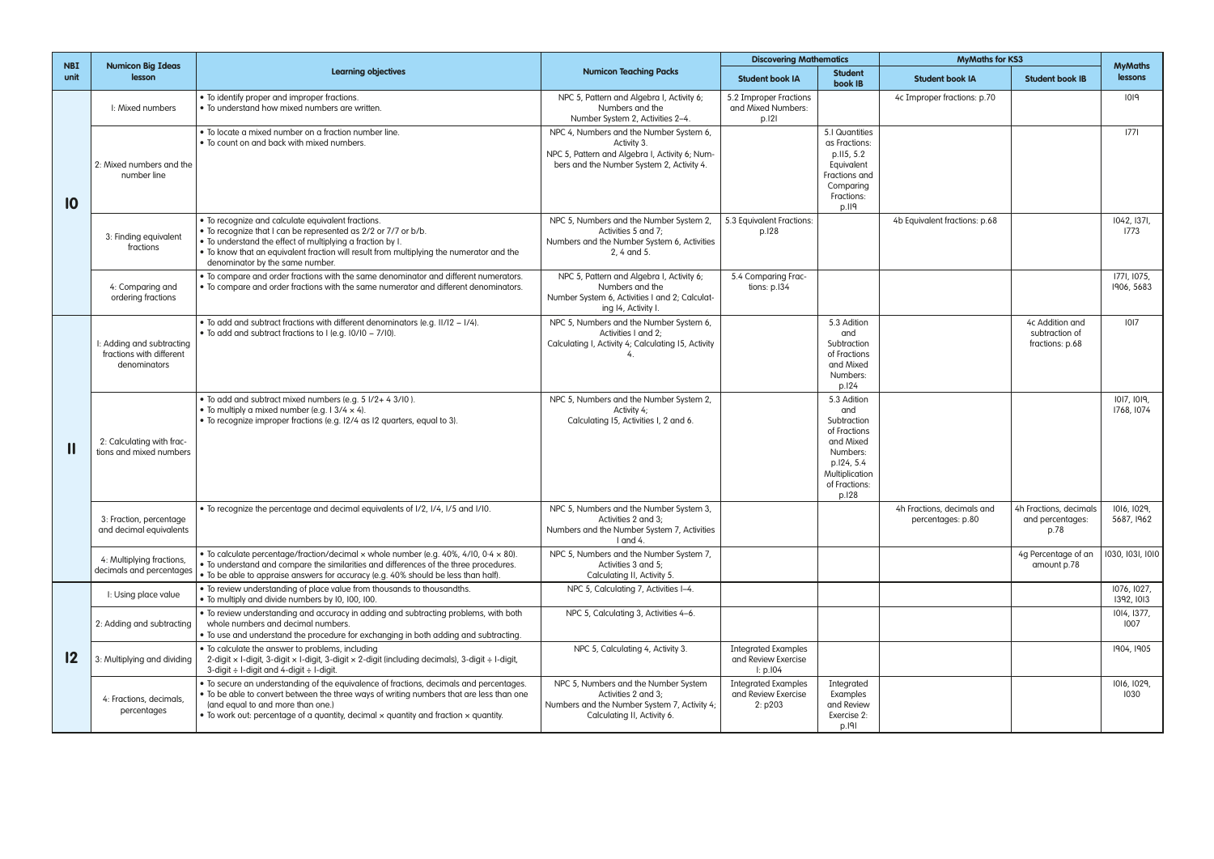| NBI unit | Numicon Big Ideas lesson | Learning objectives | Numicon Teaching Packs | Discovering Mathematics | | MyMaths for KS3 | | MyMaths lessons |
|---|---|---|---|---|---|---|---|---|
| | | | | Student book 1A | Student book 1B | Student book 1A | Student book 1B | |
| 10 | 1: Mixed numbers | • To identify proper and improper fractions.<br>• To understand how mixed numbers are written. | NPC 5, Pattern and Algebra 1, Activity 6; Numbers and the Number System 2, Activities 2–4. | 5.2 Improper Fractions and Mixed Numbers: p.121 | | 4c Improper fractions: p.70 | | 1019 |
| | 2: Mixed numbers and the number line | • To locate a mixed number on a fraction number line.<br>• To count on and back with mixed numbers. | NPC 4, Numbers and the Number System 6, Activity 3.<br>NPC 5, Pattern and Algebra 1, Activity 6; Numbers and the Number System 2, Activity 4. | | 5.1 Quantities as Fractions: p.115, 5.2 Equivalent Fractions and Comparing Fractions: p.119 | | | 1771 |
| | 3: Finding equivalent fractions | • To recognize and calculate equivalent fractions.<br>• To recognize that 1 can be represented as 2/2 or 7/7 or b/b.<br>• To understand the effect of multiplying a fraction by 1.<br>• To know that an equivalent fraction will result from multiplying the numerator and the denominator by the same number. | NPC 5, Numbers and the Number System 2, Activities 5 and 7; Numbers and the Number System 6, Activities 2, 4 and 5. | 5.3 Equivalent Fractions: p.128 | | 4b Equivalent fractions: p.68 | | 1042, 1371, 1773 |
| | 4: Comparing and ordering fractions | • To compare and order fractions with the same denominator and different numerators.<br>• To compare and order fractions with the same numerator and different denominators. | NPC 5, Pattern and Algebra 1, Activity 6; Numbers and the Number System 6, Activities 1 and 2; Calculating 14, Activity 1. | 5.4 Comparing Fractions: p.134 | | | | 1771, 1075, 1906, 5683 |
| 11 | 1: Adding and subtracting fractions with different denominators | • To add and subtract fractions with different denominators (e.g. 11/12 – 1/4).<br>• To add and subtract fractions to 1 (e.g. 10/10 – 7/10). | NPC 5, Numbers and the Number System 6, Activities 1 and 2; Calculating 1, Activity 4; Calculating 15, Activity 4. | | 5.3 Adition and Subtraction of Fractions and Mixed Numbers: p.124 | | 4c Addition and subtraction of fractions: p.68 | 1017 |
| | 2: Calculating with fractions and mixed numbers | • To add and subtract mixed numbers (e.g. 5 1/2+ 4 3/10 ).<br>• To multiply a mixed number (e.g. 1 3/4 × 4).<br>• To recognize improper fractions (e.g. 12/4 as 12 quarters, equal to 3). | NPC 5, Numbers and the Number System 2, Activity 4; Calculating 15, Activities 1, 2 and 6. | | 5.3 Adition and Subtraction of Fractions and Mixed Numbers: p.124, 5.4 Multiplication of Fractions: p.128 | | | 1017, 1019, 1768, 1074 |
| | 3: Fraction, percentage and decimal equivalents | • To recognize the percentage and decimal equivalents of 1/2, 1/4, 1/5 and 1/10. | NPC 5, Numbers and the Number System 3, Activities 2 and 3; Numbers and the Number System 7, Activities 1 and 4. | | | 4h Fractions, decimals and percentages: p.80 | 4h Fractions, decimals and percentages: p.78 | 1016, 1029, 5687, 1962 |
| | 4: Multiplying fractions, decimals and percentages | • To calculate percentage/fraction/decimal × whole number (e.g. 40%, 4/10, 0·4 × 80).<br>• To understand and compare the similarities and differences of the three procedures.<br>• To be able to appraise answers for accuracy (e.g. 40% should be less than half). | NPC 5, Numbers and the Number System 7, Activities 3 and 5; Calculating 11, Activity 5. | | | | 4g Percentage of an amount p.78 | 1030, 1031, 1010 |
| 12 | 1: Using place value | • To review understanding of place value from thousands to thousandths.<br>• To multiply and divide numbers by 10, 100, 100. | NPC 5, Calculating 7, Activities 1–4. | | | | | 1076, 1027, 1392, 1013 |
| | 2: Adding and subtracting | • To review understanding and accuracy in adding and subtracting problems, with both whole numbers and decimal numbers.<br>• To use and understand the procedure for exchanging in both adding and subtracting. | NPC 5, Calculating 3, Activities 4–6. | | | | | 1014, 1377, 1007 |
| | 3: Multiplying and dividing | • To calculate the answer to problems, including 2-digit × 1-digit, 3-digit × 1-digit, 3-digit × 2-digit (including decimals), 3-digit ÷ 1-digit, 3-digit ÷ 1-digit and 4-digit ÷ 1-digit. | NPC 5, Calculating 4, Activity 3. | Integrated Examples and Review Exercise 1: p.104 | | | | 1904, 1905 |
| | 4: Fractions, decimals, percentages | • To secure an understanding of the equivalence of fractions, decimals and percentages.<br>• To be able to convert between the three ways of writing numbers that are less than one (and equal to and more than one.)<br>• To work out: percentage of a quantity, decimal × quantity and fraction × quantity. | NPC 5, Numbers and the Number System Activities 2 and 3; Numbers and the Number System 7, Activity 4; Calculating 11, Activity 6. | Integrated Examples and Review Exercise 2: p203 | Integrated Examples and Review Exercise 2: p.191 | | | 1016, 1029, 1030 |